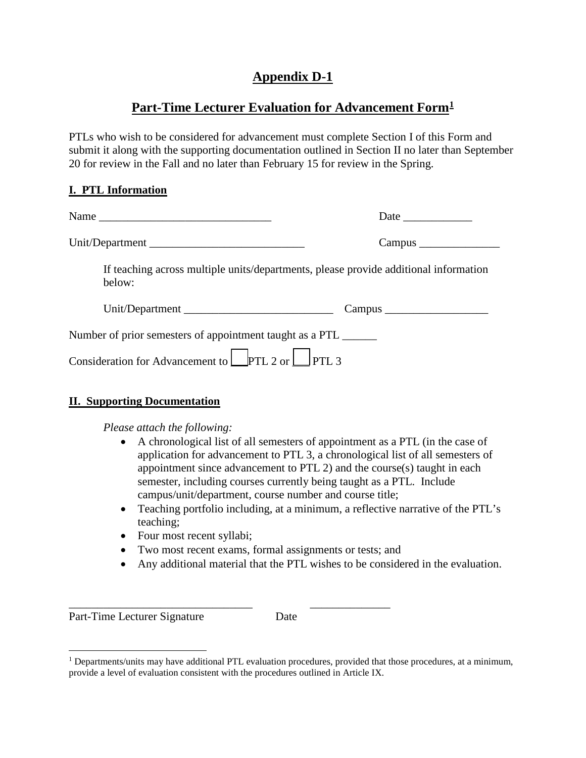# Appendix D-1

## Part-Time Lecturer Evaluation for Advancement Form[1]

PTLs who wish to be considered for advancement must complete Section I of this Form and submit it along with the supporting documentation outlined in Section II no later than September 20 for review in the Fall and no later than February 15 for review in the Spring.

### I. PTL Information

Name ______________________________ Date ____________

Unit/Department ___________________________ Campus ______________

If teaching across multiple units/departments, please provide additional information below:

Unit/Department __________________________ Campus __________________

Number of prior semesters of appointment taught as a PTL ______

Consideration for Advancement to ☐ PTL 2 or ☐ PTL 3

### II. Supporting Documentation

*Please attach the following:*

- A chronological list of all semesters of appointment as a PTL (in the case of application for advancement to PTL 3, a chronological list of all semesters of appointment since advancement to PTL 2) and the course(s) taught in each semester, including courses currently being taught as a PTL. Include campus/unit/department, course number and course title;
- Teaching portfolio including, at a minimum, a reflective narrative of the PTL's teaching;
- Four most recent syllabi;
- Two most recent exams, formal assignments or tests; and
- Any additional material that the PTL wishes to be considered in the evaluation.

_______________________________ ______________

Part-Time Lecturer Signature Date

[1] Departments/units may have additional PTL evaluation procedures, provided that those procedures, at a minimum, provide a level of evaluation consistent with the procedures outlined in Article IX.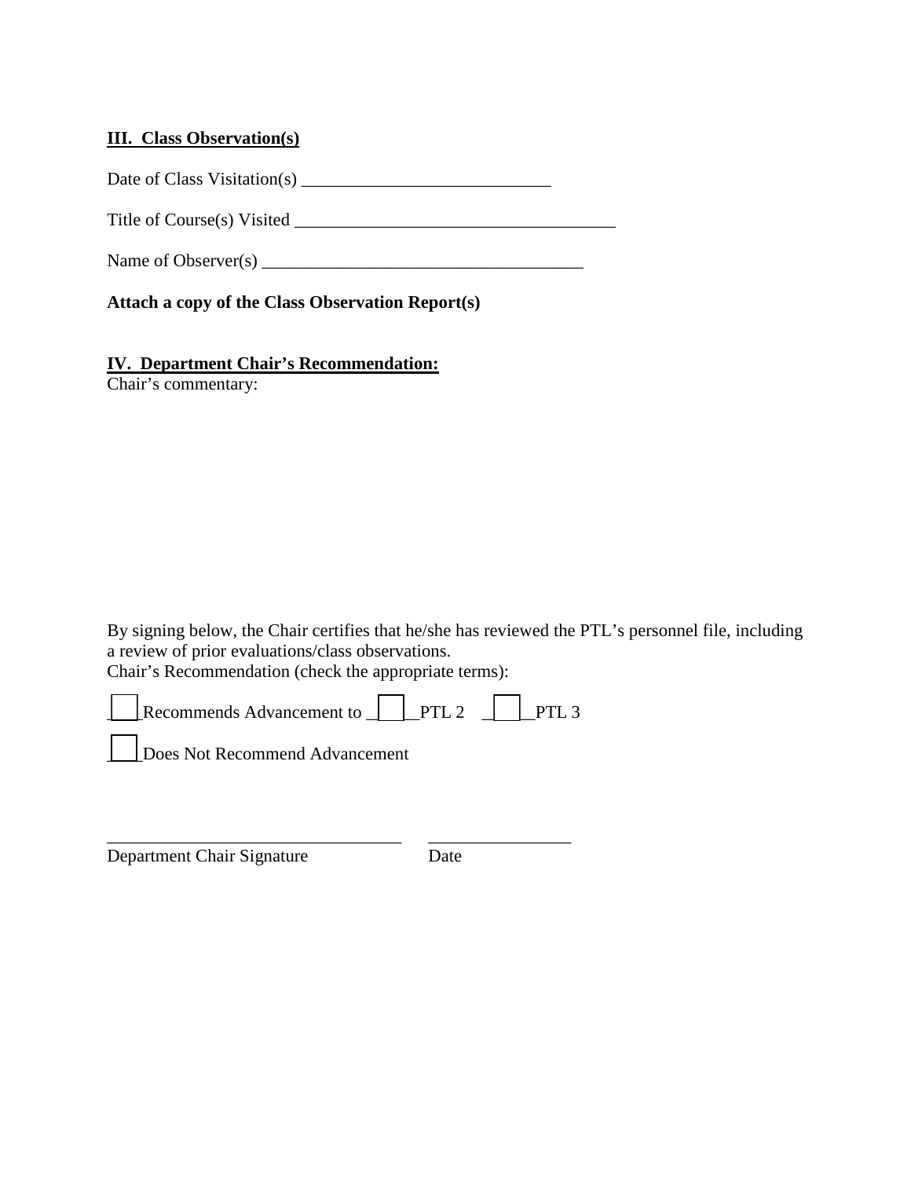**III. Class Observation(s)**

Date of Class Visitation(s) ____________________________

Title of Course(s) Visited ____________________________________

Name of Observer(s) ____________________________________

**Attach a copy of the Class Observation Report(s)**

**IV. Department Chair's Recommendation:**

Chair's commentary:

By signing below, the Chair certifies that he/she has reviewed the PTL's personnel file, including a review of prior evaluations/class observations.

Chair's Recommendation (check the appropriate terms):

☐ Recommends Advancement to ☐ PTL 2 ☐ PTL 3

☐ Does Not Recommend Advancement

_________________________________ ________________

Department Chair Signature Date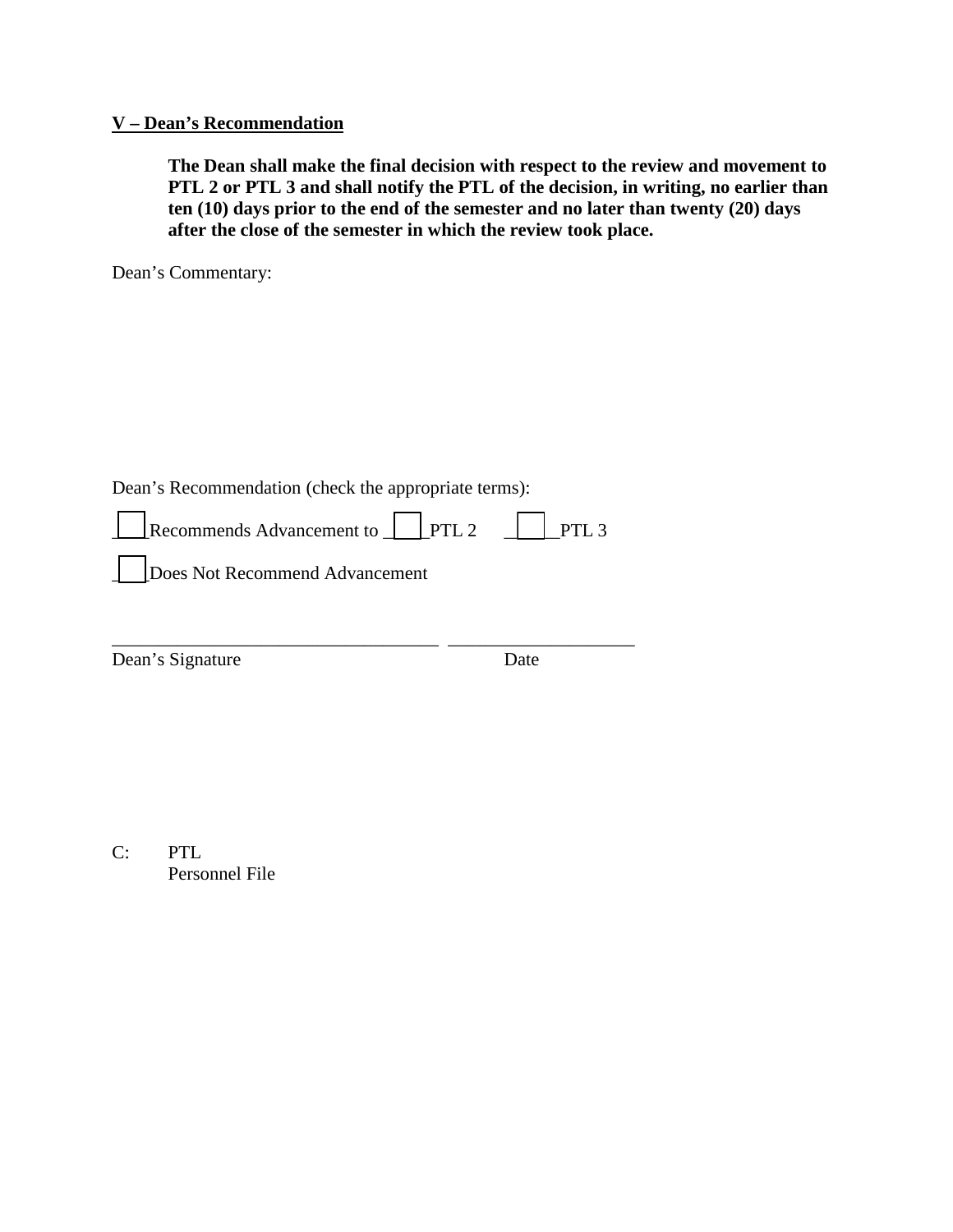**<u>V – Dean's Recommendation</u>**

> **The Dean shall make the final decision with respect to the review and movement to PTL 2 or PTL 3 and shall notify the PTL of the decision, in writing, no earlier than ten (10) days prior to the end of the semester and no later than twenty (20) days after the close of the semester in which the review took place.**

Dean's Commentary:

Dean's Recommendation (check the appropriate terms):

☐ Recommends Advancement to ☐ PTL 2 ☐ PTL 3

☐ Does Not Recommend Advancement

___________________________________ ____________________

Dean's Signature Date

C: PTL
Personnel File